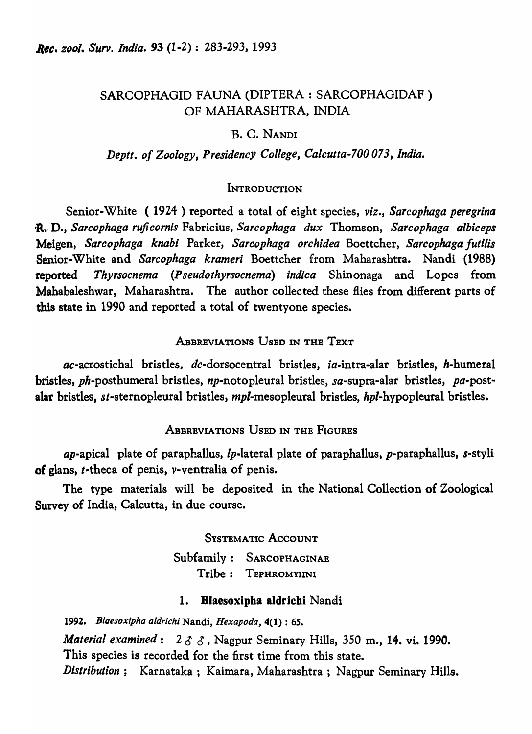# SARCOPHAGID FAUNA (DIPTERA : SARCOPHAGIDAF ) OF MAHARASHTRA, INDIA

B. C. NANDI

*Deptt. of Zoology, Presidency College, Calcutta-700 073, India.*

## INTRODUCTION

Senior-White ( 1924 ) reported a total of eight species, *viz.*, *Sarcophaga peregrina* R. D., *Sarcophaga ruficornis* Fabricius, *Sarcophaga dux* Thomson, *Sarcophaga albiceps* Meigen, *Sarcophaga knabi* Parker, *Sarcophaga orchidea* Boettcher, *Sarcophaga futilis* Senior-White and *Sarcophaga krameri* Boettcher from Maharashtra. Nandi (1988) reported *Thyrsocnema* (*Pseudothyrsocnema*) *indica* Shinonaga and Lopes from Mahabaleshwar, Maharashtra. The author collected these flies from different parts of this state in 1990 and reported a total of twentyone species.

## ABBREVIATIONS USED IN THE TEXT

*ac*-acrostichal bristles, *dc*-dorsocentral bristles, *ia*-intra-alar bristles, *h*-humeral bristles, *ph*-posthumeral bristles, *np*-notopleural bristles, *sa*-supra-alar bristles, *pa*-postalar bristles, *st*-sternopleural bristles, *mpl*-mesopleural bristles, *hpl*-hypopleural bristles.

## ABBREVIATIONS USED IN THE FIGURES

*ap*-apical plate of paraphallus, *lp*-lateral plate of paraphallus, *p*-paraphallus, *s*-styli of glans, *t*-theca of penis, *v*-ventralia of penis.

The type materials will be deposited in the National Collection of Zoological Survey of India, Calcutta, in due course.

## SYSTEMATIC ACCOUNT

Subfamily : SARCOPHAGINAE

Tribe : TEPHROMYIINI

### 1. Blaesoxipha aldrichi Nandi

1992. *Blaesoxipha aldrichi* Nandi, *Hexapoda*, 4(1) : 65.

*Material examined* : 2 ♂♂, Nagpur Seminary Hills, 350 m., 14. vi. 1990.

This species is recorded for the first time from this state.

*Distribution* ; Karnataka ; Kaimara, Maharashtra ; Nagpur Seminary Hills.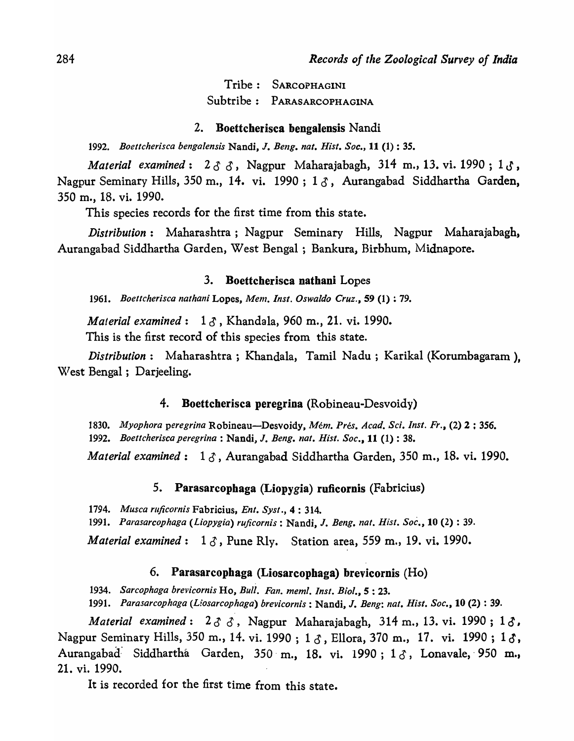Tribe : SARCOPHAGINI

Subtribe : PARASARCOPHAGINA

### 2. Boettcherisca bengalensis Nandi

1992. *Boettcherisca bengalensis* Nandi, *J. Beng. nat. Hist. Soc.*, **11** (1) : 35.

*Material examined* : 2 ♂♂, Nagpur Maharajabagh, 314 m., 13. vi. 1990 ; 1 ♂, Nagpur Seminary Hills, 350 m., 14. vi. 1990 ; 1 ♂, Aurangabad Siddhartha Garden, 350 m., 18. vi. 1990.

This species records for the first time from this state.

*Distribution* : Maharashtra ; Nagpur Seminary Hills, Nagpur Maharajabagh, Aurangabad Siddhartha Garden, West Bengal ; Bankura, Birbhum, Midnapore.

### 3. Boettcherisca nathani Lopes

1961. *Boettcherisca nathani* Lopes, *Mem. Inst. Oswaldo Cruz.*, **59** (1) : 79.

*Material examined* : 1 ♂, Khandala, 960 m., 21. vi. 1990.

This is the first record of this species from this state.

*Distribution* : Maharashtra ; Khandala, Tamil Nadu ; Karikal (Korumbagaram ), West Bengal ; Darjeeling.

### 4. Boettcherisca peregrina (Robineau-Desvoidy)

1830. *Myophora peregrina* Robineau—Desvoidy, *Mém. Prés. Acad. Sci. Inst. Fr.*, (2) **2** : 356.
1992. *Boettcherisca peregrina* : Nandi, *J. Beng. nat. Hist. Soc.*, **11** (1) : 38.

*Material examined* : 1 ♂, Aurangabad Siddhartha Garden, 350 m., 18. vi. 1990.

### 5. Parasarcophaga (Liopygia) ruficornis (Fabricius)

1794. *Musca ruficornis* Fabricius, *Ent. Syst.*, **4** : 314.
1991. *Parasarcophaga (Liopygia) ruficornis* : Nandi, *J. Beng. nat. Hist. Soc.*, **10** (2) : 39.

*Material examined* : 1 ♂, Pune Rly. Station area, 559 m., 19. vi. 1990.

### 6. Parasarcophaga (Liosarcophaga) brevicornis (Ho)

1934. *Sarcophaga brevicornis* Ho, *Bull. Fan. meml. Inst. Biol.*, **5** : 23.
1991. *Parasarcophaga (Liosarcophaga) brevicornis* : Nandi, *J. Beng: nat. Hist. Soc.*, **10** (2) : 39.

*Material examined* : 2 ♂♂, Nagpur Maharajabagh, 314 m., 13. vi. 1990 ; 1 ♂, Nagpur Seminary Hills, 350 m., 14. vi. 1990 ; 1 ♂, Ellora, 370 m., 17. vi. 1990 ; 1 ♂, Aurangabad Siddhartha Garden, 350 m., 18. vi. 1990 ; 1 ♂, Lonavale, 950 m., 21. vi. 1990.

It is recorded for the first time from this state.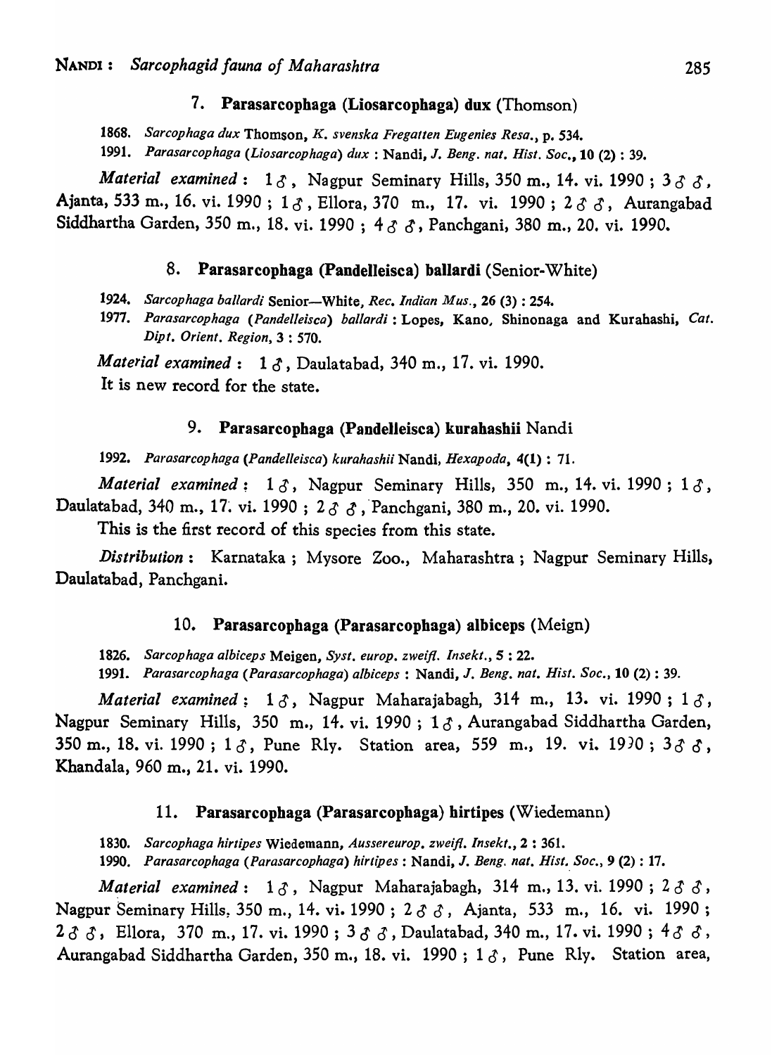### 7. Parasarcophaga (Liosarcophaga) dux (Thomson)

1868. *Sarcophaga dux* Thomson, *K. svenska Fregatten Eugenies Resa.*, p. 534.

1991. *Parasarcophaga (Liosarcophaga) dux* : Nandi, *J. Beng. nat. Hist. Soc.*, 10 (2) : 39.

*Material examined* : 1 ♂, Nagpur Seminary Hills, 350 m., 14. vi. 1990 ; 3 ♂ ♂, Ajanta, 533 m., 16. vi. 1990 ; 1 ♂, Ellora, 370 m., 17. vi. 1990 ; 2 ♂ ♂, Aurangabad Siddhartha Garden, 350 m., 18. vi. 1990 ; 4 ♂ ♂, Panchgani, 380 m., 20. vi. 1990.

### 8. Parasarcophaga (Pandelleisca) ballardi (Senior-White)

1924. *Sarcophaga ballardi* Senior—White, *Rec. Indian Mus.*, 26 (3) : 254.

1977. *Parasarcophaga (Pandelleisca) ballardi* : Lopes, Kano, Shinonaga and Kurahashi, *Cat. Dipt. Orient. Region*, 3 : 570.

*Material examined* : 1 ♂, Daulatabad, 340 m., 17. vi. 1990.

It is new record for the state.

### 9. Parasarcophaga (Pandelleisca) kurahashii Nandi

1992. *Parasarcophaga (Pandelleisca) kurahashii* Nandi, *Hexapoda*, 4(1) : 71.

*Material examined* : 1 ♂, Nagpur Seminary Hills, 350 m., 14. vi. 1990 ; 1 ♂, Daulatabad, 340 m., 17. vi. 1990 ; 2 ♂ ♂, Panchgani, 380 m., 20. vi. 1990.

This is the first record of this species from this state.

*Distribution* : Karnataka ; Mysore Zoo., Maharashtra ; Nagpur Seminary Hills, Daulatabad, Panchgani.

### 10. Parasarcophaga (Parasarcophaga) albiceps (Meign)

1826. *Sarcophaga albiceps* Meigen, *Syst. europ. zweifl. Insekt.*, 5 : 22.

1991. *Parasarcophaga (Parasarcophaga) albiceps* : Nandi, *J. Beng. nat. Hist. Soc.*, 10 (2) : 39.

*Material examined* : 1 ♂, Nagpur Maharajabagh, 314 m., 13. vi. 1990 ; 1 ♂, Nagpur Seminary Hills, 350 m., 14. vi. 1990 ; 1 ♂, Aurangabad Siddhartha Garden, 350 m., 18. vi. 1990 ; 1 ♂, Pune Rly. Station area, 559 m., 19. vi. 1990 ; 3 ♂ ♂, Khandala, 960 m., 21. vi. 1990.

### 11. Parasarcophaga (Parasarcophaga) hirtipes (Wiedemann)

1830. *Sarcophaga hirtipes* Wiedemann, *Aussereurop. zweifl. Insekt.*, 2 : 361.

1990. *Parasarcophaga (Parasarcophaga) hirtipes* : Nandi, *J. Beng. nat. Hist. Soc.*, 9 (2) : 17.

*Material examined* : 1 ♂, Nagpur Maharajabagh, 314 m., 13. vi. 1990 ; 2 ♂ ♂, Nagpur Seminary Hills, 350 m., 14. vi. 1990 ; 2 ♂ ♂, Ajanta, 533 m., 16. vi. 1990 ; 2 ♂ ♂, Ellora, 370 m., 17. vi. 1990 ; 3 ♂ ♂, Daulatabad, 340 m., 17. vi. 1990 ; 4 ♂ ♂, Aurangabad Siddhartha Garden, 350 m., 18. vi. 1990 ; 1 ♂, Pune Rly. Station area,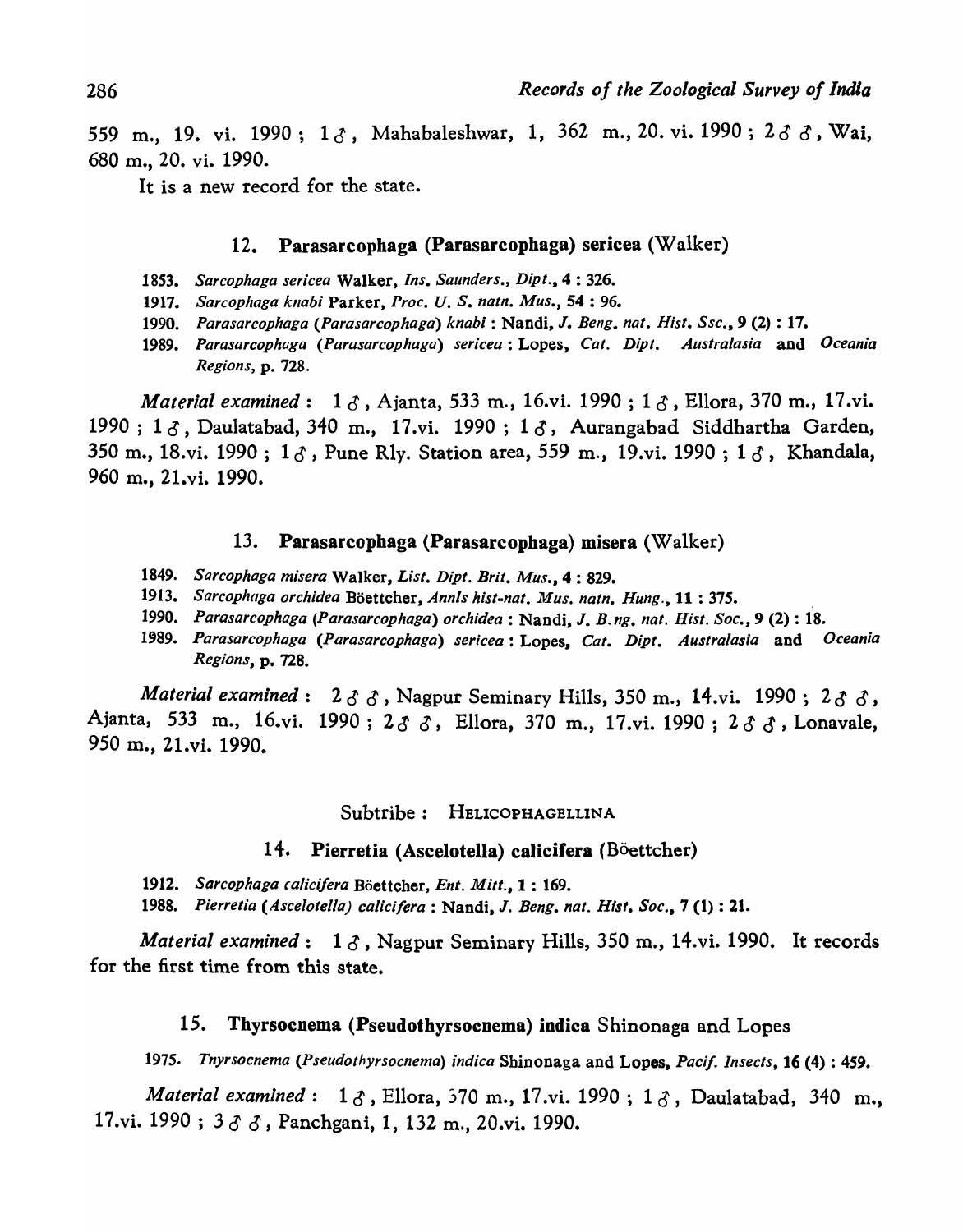559 m., 19. vi. 1990 ; 1 ♂, Mahabaleshwar, 1, 362 m., 20. vi. 1990 ; 2 ♂ ♂, Wai, 680 m., 20. vi. 1990.

It is a new record for the state.

### 12. Parasarcophaga (Parasarcophaga) sericea (Walker)

1853. *Sarcophaga sericea* Walker, *Ins. Saunders., Dipt.*, **4** : 326.
1917. *Sarcophaga knabi* Parker, *Proc. U. S. natn. Mus.*, **54** : 96.
1990. *Parasarcophaga (Parasarcophaga) knabi* : Nandi, *J. Beng. nat. Hist. Ssc.*, **9** (2) : 17.
1989. *Parasarcophaga (Parasarcophaga) sericea* : Lopes, *Cat. Dipt. Australasia* and *Oceania Regions*, p. 728.

*Material examined* : 1 ♂, Ajanta, 533 m., 16.vi. 1990 ; 1 ♂, Ellora, 370 m., 17.vi. 1990 ; 1 ♂, Daulatabad, 340 m., 17.vi. 1990 ; 1 ♂, Aurangabad Siddhartha Garden, 350 m., 18.vi. 1990 ; 1 ♂, Pune Rly. Station area, 559 m., 19.vi. 1990 ; 1 ♂, Khandala, 960 m., 21.vi. 1990.

### 13. Parasarcophaga (Parasarcophaga) misera (Walker)

1849. *Sarcophaga misera* Walker, *List. Dipt. Brit. Mus.*, **4** : 829.
1913. *Sarcophaga orchidea* Böettcher, *Annls hist-nat. Mus. natn. Hung.*, **11** : 375.
1990. *Parasarcophaga (Parasarcophaga) orchidea* : Nandi, *J. B.ng. nat. Hist. Soc.*, **9** (2) : 18.
1989. *Parasarcophaga (Parasarcophaga) sericea* : Lopes, *Cat. Dipt. Australasia* and *Oceania Regions*, p. 728.

*Material examined* : 2 ♂ ♂, Nagpur Seminary Hills, 350 m., 14.vi. 1990 ; 2 ♂ ♂, Ajanta, 533 m., 16.vi. 1990 ; 2 ♂ ♂, Ellora, 370 m., 17.vi. 1990 ; 2 ♂ ♂, Lonavale, 950 m., 21.vi. 1990.

Subtribe : HELICOPHAGELLINA

### 14. Pierretia (Ascelotella) calicifera (Böettcher)

1912. *Sarcophaga calicifera* Böettcher, *Ent. Mitt.*, **1** : 169.
1988. *Pierretia (Ascelotella) calicifera* : Nandi, *J. Beng. nat. Hist. Soc.*, **7** (1) : 21.

*Material examined* : 1 ♂, Nagpur Seminary Hills, 350 m., 14.vi. 1990. It records for the first time from this state.

### 15. Thyrsocnema (Pseudothyrsocnema) indica Shinonaga and Lopes

1975. *Tnyrsocnema (Pseudothyrsocnema) indica* Shinonaga and Lopes, *Pacif. Insects*, **16** (4) : 459.

*Material examined* : 1 ♂, Ellora, 370 m., 17.vi. 1990 ; 1 ♂, Daulatabad, 340 m., 17.vi. 1990 ; 3 ♂ ♂, Panchgani, 1, 132 m., 20.vi. 1990.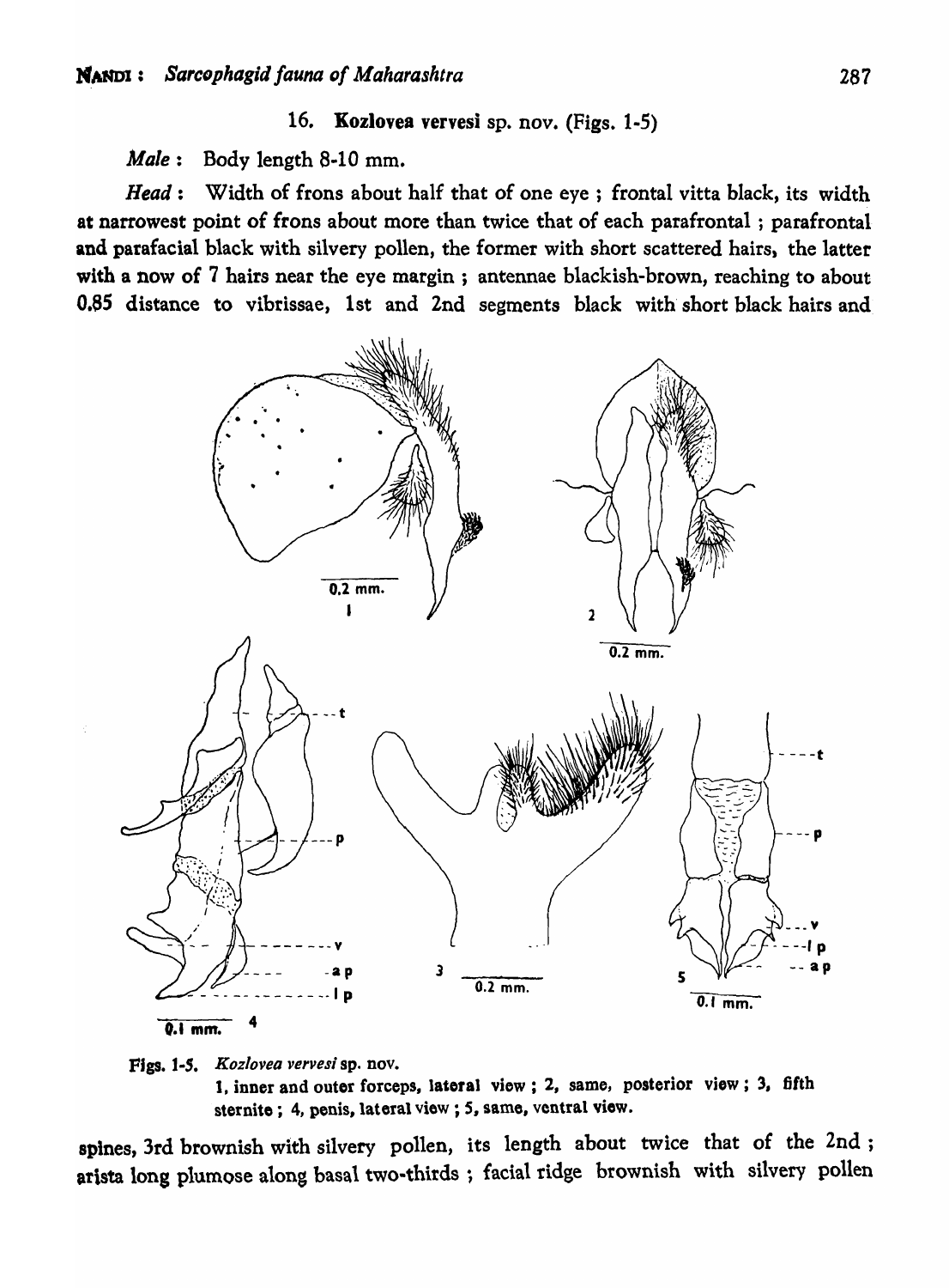16. **Kozlovea vervesi** sp. nov. (Figs. 1-5)

*Male* : Body length 8-10 mm.

*Head* : Width of frons about half that of one eye ; frontal vitta black, its width at narrowest point of frons about more than twice that of each parafrontal ; parafrontal and parafacial black with silvery pollen, the former with short scattered hairs, the latter with a now of 7 hairs near the eye margin ; antennae blackish-brown, reaching to about 0.85 distance to vibrissae, 1st and 2nd segments black with short black hairs and

Figs. 1-5. *Kozlovea vervesi* sp. nov.
1, inner and outer forceps, lateral view ; 2, same, posterior view ; 3, fifth sternite ; 4, penis, lateral view ; 5, same, ventral view.

spines, 3rd brownish with silvery pollen, its length about twice that of the 2nd ; arista long plumose along basal two-thirds ; facial ridge brownish with silvery pollen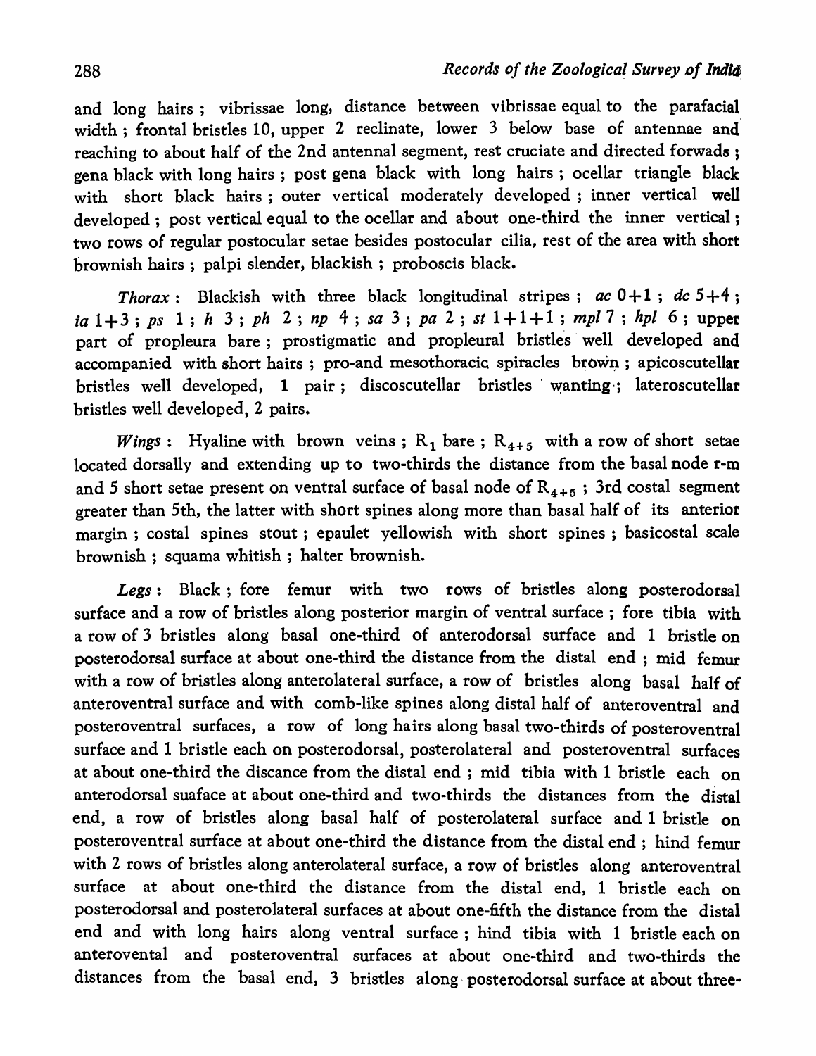and long hairs ; vibrissae long, distance between vibrissae equal to the parafacial width ; frontal bristles 10, upper 2 reclinate, lower 3 below base of antennae and reaching to about half of the 2nd antennal segment, rest cruciate and directed forwads ; gena black with long hairs ; post gena black with long hairs ; ocellar triangle black with short black hairs ; outer vertical moderately developed ; inner vertical well developed ; post vertical equal to the ocellar and about one-third the inner vertical ; two rows of regular postocular setae besides postocular cilia, rest of the area with short brownish hairs ; palpi slender, blackish ; proboscis black.

*Thorax* : Blackish with three black longitudinal stripes ; *ac* 0+1 ; *dc* 5+4 ; *ia* 1+3 ; *ps* 1 ; *h* 3 ; *ph* 2 ; *np* 4 ; *sa* 3 ; *pa* 2 ; *st* 1+1+1 ; *mpl* 7 ; *hpl* 6 ; upper part of propleura bare ; prostigmatic and propleural bristles well developed and accompanied with short hairs ; pro-and mesothoracic spiracles brown ; apicoscutellar bristles well developed, 1 pair ; discoscutellar bristles wanting ; lateroscutellar bristles well developed, 2 pairs.

*Wings* : Hyaline with brown veins ; $R_1$ bare ; $R_{4+5}$ with a row of short setae located dorsally and extending up to two-thirds the distance from the basal node r-m and 5 short setae present on ventral surface of basal node of $R_{4+5}$ ; 3rd costal segment greater than 5th, the latter with short spines along more than basal half of its anterior margin ; costal spines stout ; epaulet yellowish with short spines ; basicostal scale brownish ; squama whitish ; halter brownish.

*Legs* : Black ; fore femur with two rows of bristles along posterodorsal surface and a row of bristles along posterior margin of ventral surface ; fore tibia with a row of 3 bristles along basal one-third of anterodorsal surface and 1 bristle on posterodorsal surface at about one-third the distance from the distal end ; mid femur with a row of bristles along anterolateral surface, a row of bristles along basal half of anteroventral surface and with comb-like spines along distal half of anteroventral and posteroventral surfaces, a row of long hairs along basal two-thirds of posteroventral surface and 1 bristle each on posterodorsal, posterolateral and posteroventral surfaces at about one-third the discance from the distal end ; mid tibia with 1 bristle each on anterodorsal suaface at about one-third and two-thirds the distances from the distal end, a row of bristles along basal half of posterolateral surface and 1 bristle on posteroventral surface at about one-third the distance from the distal end ; hind femur with 2 rows of bristles along anterolateral surface, a row of bristles along anteroventral surface at about one-third the distance from the distal end, 1 bristle each on posterodorsal and posterolateral surfaces at about one-fifth the distance from the distal end and with long hairs along ventral surface ; hind tibia with 1 bristle each on anterovental and posteroventral surfaces at about one-third and two-thirds the distances from the basal end, 3 bristles along posterodorsal surface at about three-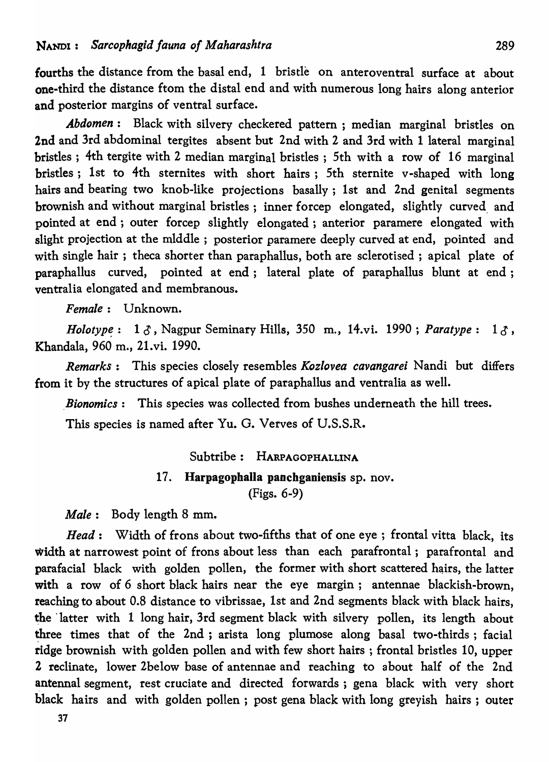fourths the distance from the basal end, 1 bristle on anteroventral surface at about one-third the distance ftom the distal end and with numerous long hairs along anterior and posterior margins of ventral surface.

*Abdomen* : Black with silvery checkered pattern ; median marginal bristles on 2nd and 3rd abdominal tergites absent but 2nd with 2 and 3rd with 1 lateral marginal bristles ; 4th tergite with 2 median marginal bristles ; 5th with a row of 16 marginal bristles ; 1st to 4th sternites with short hairs ; 5th sternite v-shaped with long hairs and bearing two knob-like projections basally ; 1st and 2nd genital segments brownish and without marginal bristles ; inner forcep elongated, slightly curved and pointed at end ; outer forcep slightly elongated ; anterior paramere elongated with slight projection at the mlddle ; posterior paramere deeply curved at end, pointed and with single hair ; theca shorter than paraphallus, both are sclerotised ; apical plate of paraphallus curved, pointed at end ; lateral plate of paraphallus blunt at end ; ventralia elongated and membranous.

*Female* : Unknown.

*Holotype* : 1 ♂, Nagpur Seminary Hills, 350 m., 14.vi. 1990 ; *Paratype* : 1 ♂, Khandala, 960 m., 21.vi. 1990.

*Remarks* : This species closely resembles *Kozlovea cavangarei* Nandi but differs from it by the structures of apical plate of paraphallus and ventralia as well.

*Bionomics* : This species was collected from bushes underneath the hill trees.

This species is named after Yu. G. Verves of U.S.S.R.

Subtribe : HARPAGOPHALLINA

### 17. Harpagophalla panchganiensis sp. nov.

(Figs. 6-9)

*Male* : Body length 8 mm.

*Head* : Width of frons about two-fifths that of one eye ; frontal vitta black, its width at narrowest point of frons about less than each parafrontal ; parafrontal and parafacial black with golden pollen, the former with short scattered hairs, the latter with a row of 6 short black hairs near the eye margin ; antennae blackish-brown, reaching to about 0.8 distance to vibrissae, 1st and 2nd segments black with black hairs, the latter with 1 long hair, 3rd segment black with silvery pollen, its length about three times that of the 2nd ; arista long plumose along basal two-thirds ; facial ridge brownish with golden pollen and with few short hairs ; frontal bristles 10, upper 2 reclinate, lower 2below base of antennae and reaching to about half of the 2nd antennal segment, rest cruciate and directed forwards ; gena black with very short black hairs and with golden pollen ; post gena black with long greyish hairs ; outer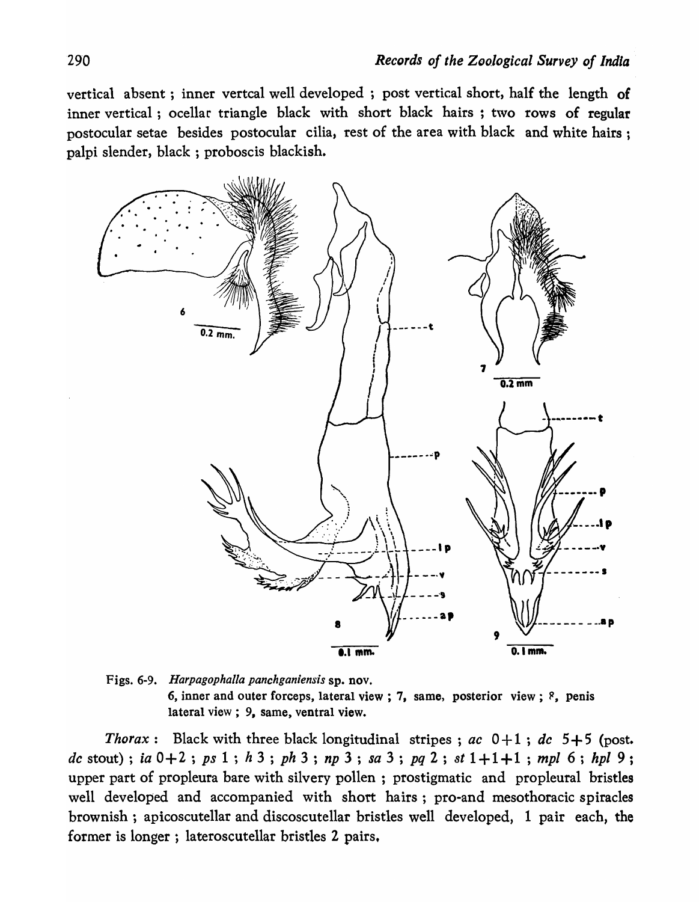vertical absent ; inner vertcal well developed ; post vertical short, half the length of inner vertical ; ocellar triangle black with short black hairs ; two rows of regular postocular setae besides postocular cilia, rest of the area with black and white hairs ; palpi slender, black ; proboscis blackish.

Figs. 6-9. *Harpagophalla panchganiensis* sp. nov.
6, inner and outer forceps, lateral view ; 7, same, posterior view ; 8, penis lateral view ; 9, same, ventral view.

*Thorax* : Black with three black longitudinal stripes ; *ac* 0+1 ; *dc* 5+5 (post. *dc* stout) ; *ia* 0+2 ; *ps* 1 ; *h* 3 ; *ph* 3 ; *np* 3 ; *sa* 3 ; *pq* 2 ; *st* 1+1+1 ; *mpl* 6 ; *hpl* 9 ; upper part of propleura bare with silvery pollen ; prostigmatic and propleural bristles well developed and accompanied with short hairs ; pro-and mesothoracic spiracles brownish ; apicoscutellar and discoscutellar bristles well developed, 1 pair each, the former is longer ; lateroscutellar bristles 2 pairs.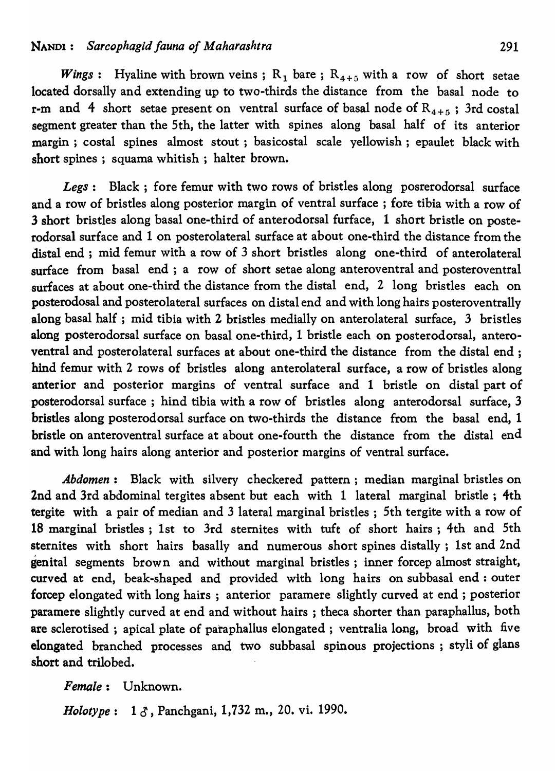*Wings* : Hyaline with brown veins ; $R_1$ bare ; $R_{4+5}$ with a row of short setae located dorsally and extending up to two-thirds the distance from the basal node to r-m and 4 short setae present on ventral surface of basal node of $R_{4+5}$ ; 3rd costal segment greater than the 5th, the latter with spines along basal half of its anterior margin ; costal spines almost stout ; basicostal scale yellowish ; epaulet black with short spines ; squama whitish ; halter brown.

*Legs* : Black ; fore femur with two rows of bristles along posrerodorsal surface and a row of bristles along posterior margin of ventral surface ; fore tibia with a row of 3 short bristles along basal one-third of anterodorsal furface, 1 short bristle on posterodorsal surface and 1 on posterolateral surface at about one-third the distance from the distal end ; mid femur with a row of 3 short bristles along one-third of anterolateral surface from basal end ; a row of short setae along anteroventral and posteroventral surfaces at about one-third the distance from the distal end, 2 long bristles each on posterodosal and posterolateral surfaces on distal end and with long hairs posteroventrally along basal half ; mid tibia with 2 bristles medially on anterolateral surface, 3 bristles along posterodorsal surface on basal one-third, 1 bristle each on posterodorsal, anteroventral and posterolateral surfaces at about one-third the distance from the distal end ; hind femur with 2 rows of bristles along anterolateral surface, a row of bristles along anterior and posterior margins of ventral surface and 1 bristle on distal part of posterodorsal surface ; hind tibia with a row of bristles along anterodorsal surface, 3 bristles along posterodorsal surface on two-thirds the distance from the basal end, 1 bristle on anteroventral surface at about one-fourth the distance from the distal end and with long hairs along anterior and posterior margins of ventral surface.

*Abdomen* : Black with silvery checkered pattern ; median marginal bristles on 2nd and 3rd abdominal tergites absent but each with 1 lateral marginal bristle ; 4th tergite with a pair of median and 3 lateral marginal bristles ; 5th tergite with a row of 18 marginal bristles ; 1st to 3rd sternites with tuft of short hairs ; 4th and 5th sternites with short hairs basally and numerous short spines distally ; 1st and 2nd genital segments brown and without marginal bristles ; inner forcep almost straight, curved at end, beak-shaped and provided with long hairs on subbasal end : outer forcep elongated with long hairs ; anterior paramere slightly curved at end ; posterior paramere slightly curved at end and without hairs ; theca shorter than paraphallus, both are sclerotised ; apical plate of paraphallus elongated ; ventralia long, broad with five elongated branched processes and two subbasal spinous projections ; styli of glans short and trilobed.

*Female* : Unknown.

*Holotype* : 1 ♂, Panchgani, 1,732 m., 20. vi. 1990.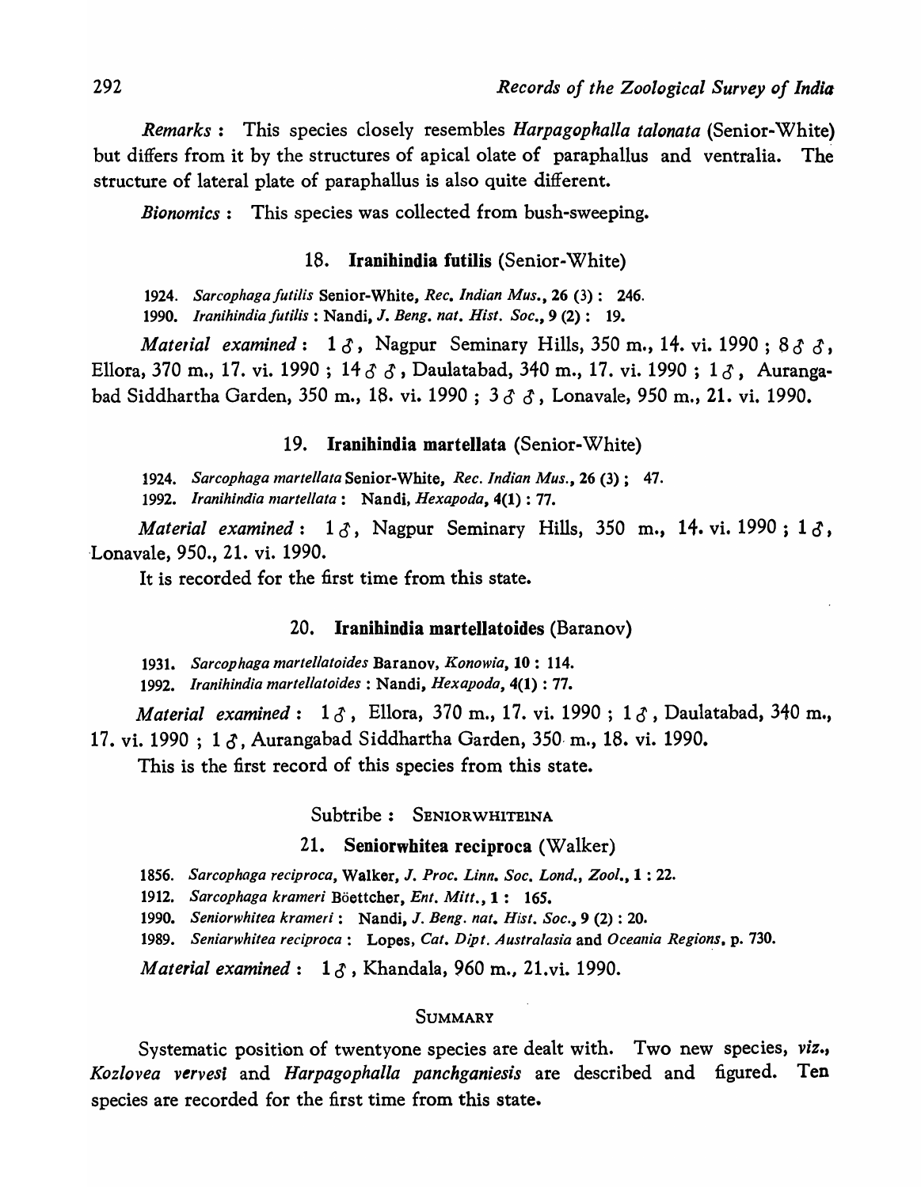*Remarks* : This species closely resembles *Harpagophalla talonata* (Senior-White) but differs from it by the structures of apical olate of paraphallus and ventralia. The structure of lateral plate of paraphallus is also quite different.

*Bionomics* : This species was collected from bush-sweeping.

### 18. **Iranihindia futilis** (Senior-White)

1924. *Sarcophaga futilis* Senior-White, *Rec. Indian Mus.*, **26** (3) : 246.
1990. *Iranihindia futilis* : Nandi, *J. Beng. nat. Hist. Soc.*, **9** (2) : 19.

*Material examined* : 1 ♂, Nagpur Seminary Hills, 350 m., 14. vi. 1990 ; 8 ♂ ♂, Ellora, 370 m., 17. vi. 1990 ; 14 ♂ ♂, Daulatabad, 340 m., 17. vi. 1990 ; 1 ♂, Aurangabad Siddhartha Garden, 350 m., 18. vi. 1990 ; 3 ♂ ♂, Lonavale, 950 m., 21. vi. 1990.

### 19. **Iranihindia martellata** (Senior-White)

1924. *Sarcophaga martellata* Senior-White, *Rec. Indian Mus.*, **26** (3) ; 47.
1992. *Iranihindia martellata* : Nandi, *Hexapoda*, **4**(1) : 77.

*Material examined* : 1 ♂, Nagpur Seminary Hills, 350 m., 14. vi. 1990 ; 1 ♂, Lonavale, 950., 21. vi. 1990.

It is recorded for the first time from this state.

### 20. **Iranihindia martellatoides** (Baranov)

1931. *Sarcophaga martellatoides* Baranov, *Konowia*, **10** : 114.
1992. *Iranihindia martellatoides* : Nandi, *Hexapoda*, **4**(1) : 77.

*Material examined* : 1 ♂, Ellora, 370 m., 17. vi. 1990 ; 1 ♂, Daulatabad, 340 m., 17. vi. 1990 ; 1 ♂, Aurangabad Siddhartha Garden, 350 m., 18. vi. 1990.

This is the first record of this species from this state.

Subtribe : SENIORWHITEINA

### 21. **Seniorwhitea reciproca** (Walker)

1856. *Sarcophaga reciproca*, Walker, *J. Proc. Linn. Soc. Lond., Zool.*, **1** : 22.
1912. *Sarcophaga krameri* Böettcher, *Ent. Mitt.*, **1** : 165.
1990. *Seniorwhitea krameri* : Nandi, *J. Beng. nat. Hist. Soc.*, **9** (2) : 20.
1989. *Seniarwhitea reciproca* : Lopes, *Cat. Dipt. Australasia* and *Oceania Regions*, p. 730.

*Material examined* : 1 ♂, Khandala, 960 m., 21.vi. 1990.

## SUMMARY

Systematic position of twentyone species are dealt with. Two new species, *viz.*, *Kozlovea vervesi* and *Harpagophalla panchganiesis* are described and figured. Ten species are recorded for the first time from this state.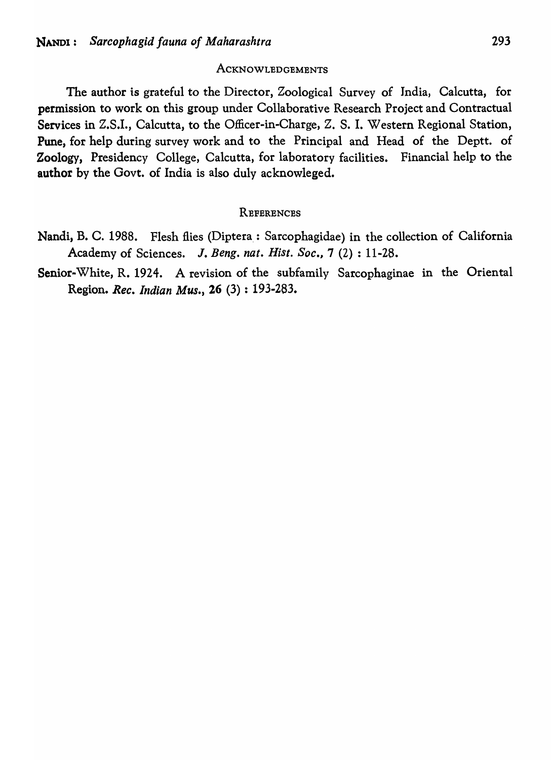## ACKNOWLEDGEMENTS

The author is grateful to the Director, Zoological Survey of India, Calcutta, for permission to work on this group under Collaborative Research Project and Contractual Services in Z.S.I., Calcutta, to the Officer-in-Charge, Z. S. I. Western Regional Station, Pune, for help during survey work and to the Principal and Head of the Deptt. of Zoology, Presidency College, Calcutta, for laboratory facilities. Financial help to the author by the Govt. of India is also duly acknowleged.

## REFERENCES

Nandi, B. C. 1988. Flesh flies (Diptera : Sarcophagidae) in the collection of California Academy of Sciences. *J. Beng. nat. Hist. Soc.*, 7 (2) : 11-28.

Senior-White, R. 1924. A revision of the subfamily Sarcophaginae in the Oriental Region. *Rec. Indian Mus.*, **26** (3) : 193-283.